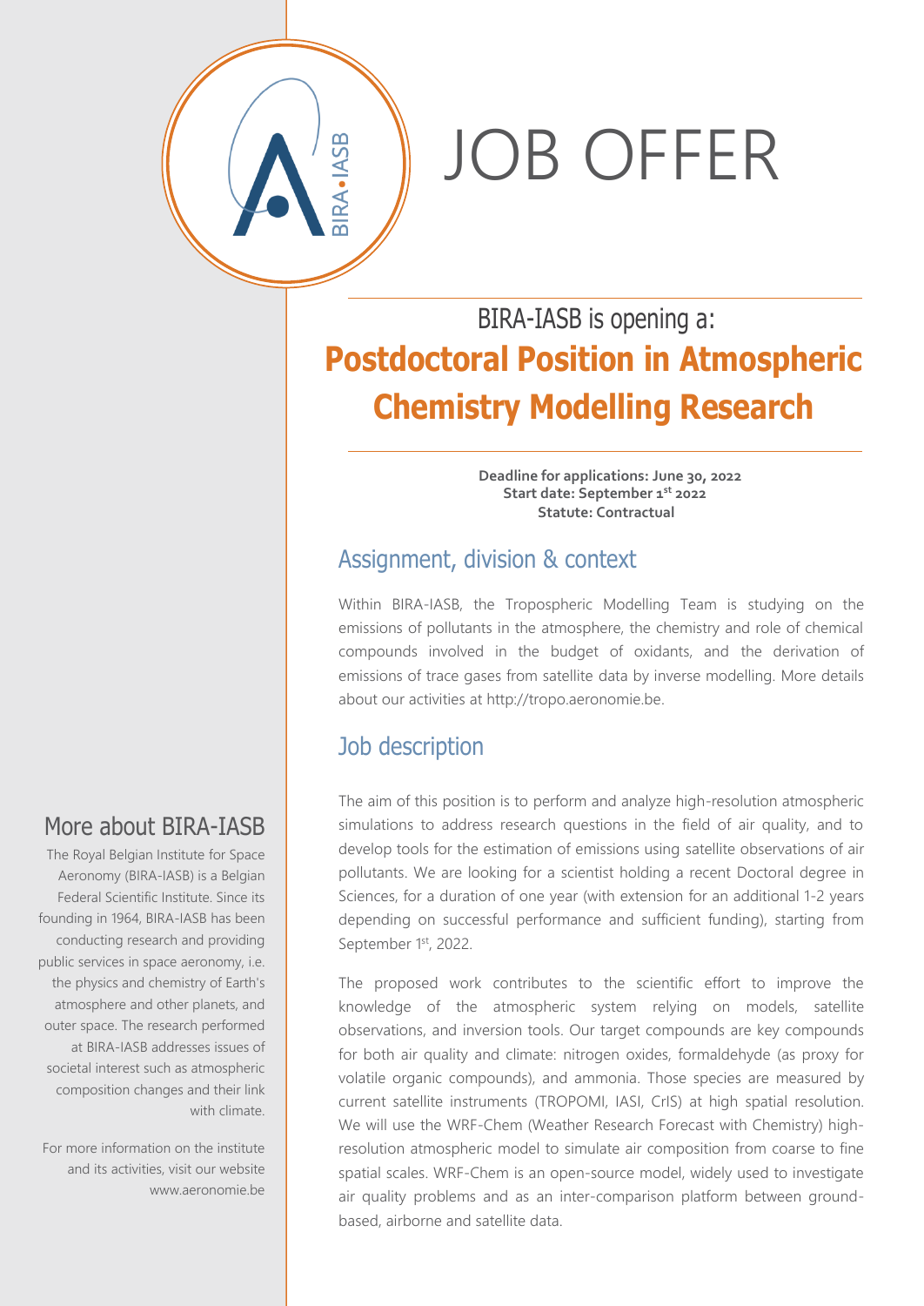# JOB OFFER

BIRA-IASB is opening a:

## Postdoctoral Position in Atmospheric Chemistry Modelling Research

**Deadline for applications: June 30, 2022**
**Start date: September 1st 2022**
**Statute: Contractual**

## Assignment, division & context

Within BIRA-IASB, the Tropospheric Modelling Team is studying on the emissions of pollutants in the atmosphere, the chemistry and role of chemical compounds involved in the budget of oxidants, and the derivation of emissions of trace gases from satellite data by inverse modelling. More details about our activities at http://tropo.aeronomie.be.

## Job description

The aim of this position is to perform and analyze high-resolution atmospheric simulations to address research questions in the field of air quality, and to develop tools for the estimation of emissions using satellite observations of air pollutants. We are looking for a scientist holding a recent Doctoral degree in Sciences, for a duration of one year (with extension for an additional 1-2 years depending on successful performance and sufficient funding), starting from September 1st, 2022.

The proposed work contributes to the scientific effort to improve the knowledge of the atmospheric system relying on models, satellite observations, and inversion tools. Our target compounds are key compounds for both air quality and climate: nitrogen oxides, formaldehyde (as proxy for volatile organic compounds), and ammonia. Those species are measured by current satellite instruments (TROPOMI, IASI, CrIS) at high spatial resolution. We will use the WRF-Chem (Weather Research Forecast with Chemistry) high-resolution atmospheric model to simulate air composition from coarse to fine spatial scales. WRF-Chem is an open-source model, widely used to investigate air quality problems and as an inter-comparison platform between ground-based, airborne and satellite data.

## More about BIRA-IASB

The Royal Belgian Institute for Space Aeronomy (BIRA-IASB) is a Belgian Federal Scientific Institute. Since its founding in 1964, BIRA-IASB has been conducting research and providing public services in space aeronomy, i.e. the physics and chemistry of Earth's atmosphere and other planets, and outer space. The research performed at BIRA-IASB addresses issues of societal interest such as atmospheric composition changes and their link with climate.

For more information on the institute and its activities, visit our website www.aeronomie.be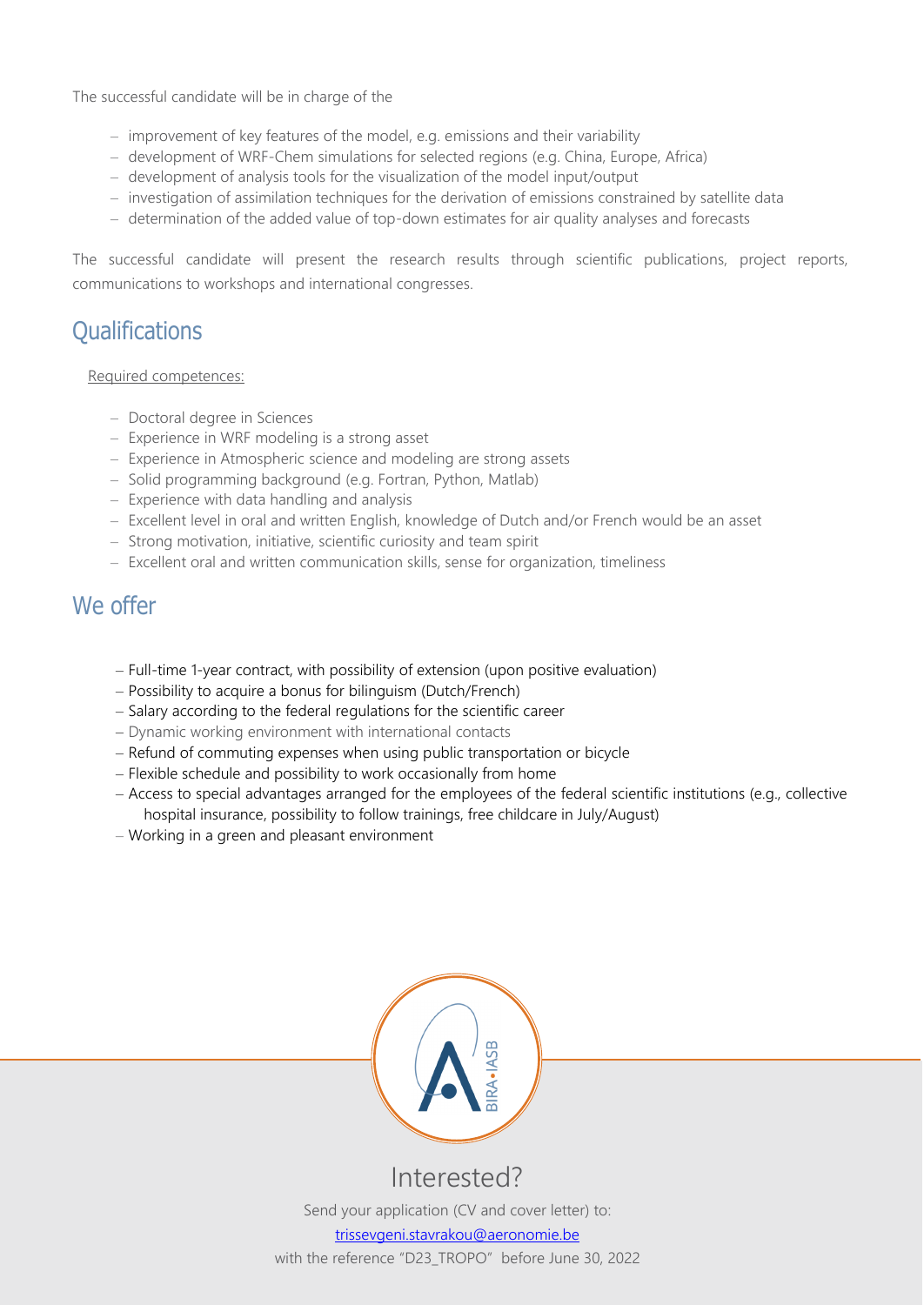The successful candidate will be in charge of the

- improvement of key features of the model, e.g. emissions and their variability
- development of WRF-Chem simulations for selected regions (e.g. China, Europe, Africa)
- development of analysis tools for the visualization of the model input/output
- investigation of assimilation techniques for the derivation of emissions constrained by satellite data
- determination of the added value of top-down estimates for air quality analyses and forecasts

The successful candidate will present the research results through scientific publications, project reports, communications to workshops and international congresses.

## Qualifications

Required competences:

- Doctoral degree in Sciences
- Experience in WRF modeling is a strong asset
- Experience in Atmospheric science and modeling are strong assets
- Solid programming background (e.g. Fortran, Python, Matlab)
- Experience with data handling and analysis
- Excellent level in oral and written English, knowledge of Dutch and/or French would be an asset
- Strong motivation, initiative, scientific curiosity and team spirit
- Excellent oral and written communication skills, sense for organization, timeliness

## We offer

- Full-time 1-year contract, with possibility of extension (upon positive evaluation)
- Possibility to acquire a bonus for bilinguism (Dutch/French)
- Salary according to the federal regulations for the scientific career
- Dynamic working environment with international contacts
- Refund of commuting expenses when using public transportation or bicycle
- Flexible schedule and possibility to work occasionally from home
- Access to special advantages arranged for the employees of the federal scientific institutions (e.g., collective hospital insurance, possibility to follow trainings, free childcare in July/August)
- Working in a green and pleasant environment

BIRA • IASB

## Interested?

Send your application (CV and cover letter) to:

trissevgeni.stavrakou@aeronomie.be

with the reference "D23_TROPO" before June 30, 2022